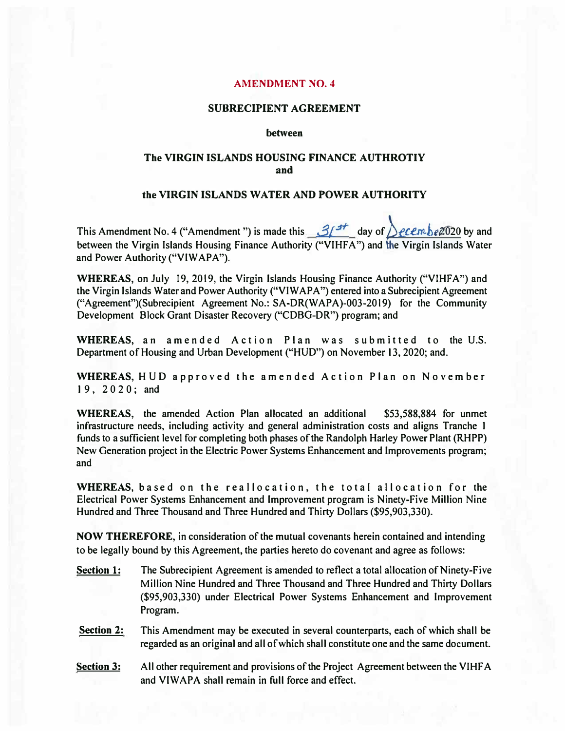# AMENDMENT NO. 4

## SUBRECIPIENT AGREEMENT

**between**

**The VIRGIN ISLANDS HOUSING FINANCE AUTHROTIY
and**

**the VIRGIN ISLANDS WATER AND POWER AUTHORITY**

This Amendment No. 4 ("Amendment ") is made this 31st day of December 2020 by and between the Virgin Islands Housing Finance Authority ("VIHFA") and the Virgin Islands Water and Power Authority ("VIWAPA").

**WHEREAS**, on July 19, 2019, the Virgin Islands Housing Finance Authority ("VIHFA") and the Virgin Islands Water and Power Authority ("VIWAPA") entered into a Subrecipient Agreement ("Agreement")(Subrecipient Agreement No.: SA-DR(WAPA)-003-2019) for the Community Development Block Grant Disaster Recovery ("CDBG-DR") program; and

**WHEREAS**, an amended Action Plan was submitted to the U.S. Department of Housing and Urban Development ("HUD") on November 13, 2020; and.

**WHEREAS**, HUD approved the amended Action Plan on November 19, 2020; and

**WHEREAS**, the amended Action Plan allocated an additional $53,588,884 for unmet infrastructure needs, including activity and general administration costs and aligns Tranche 1 funds to a sufficient level for completing both phases of the Randolph Harley Power Plant (RHPP) New Generation project in the Electric Power Systems Enhancement and Improvements program; and

**WHEREAS**, based on the reallocation, the total allocation for the Electrical Power Systems Enhancement and Improvement program is Ninety-Five Million Nine Hundred and Three Thousand and Three Hundred and Thirty Dollars ($95,903,330).

**NOW THEREFORE**, in consideration of the mutual covenants herein contained and intending to be legally bound by this Agreement, the parties hereto do covenant and agree as follows:

**Section 1:** The Subrecipient Agreement is amended to reflect a total allocation of Ninety-Five Million Nine Hundred and Three Thousand and Three Hundred and Thirty Dollars ($95,903,330) under Electrical Power Systems Enhancement and Improvement Program.

**Section 2:** This Amendment may be executed in several counterparts, each of which shall be regarded as an original and all of which shall constitute one and the same document.

**Section 3:** All other requirement and provisions of the Project Agreement between the VIHFA and VIWAPA shall remain in full force and effect.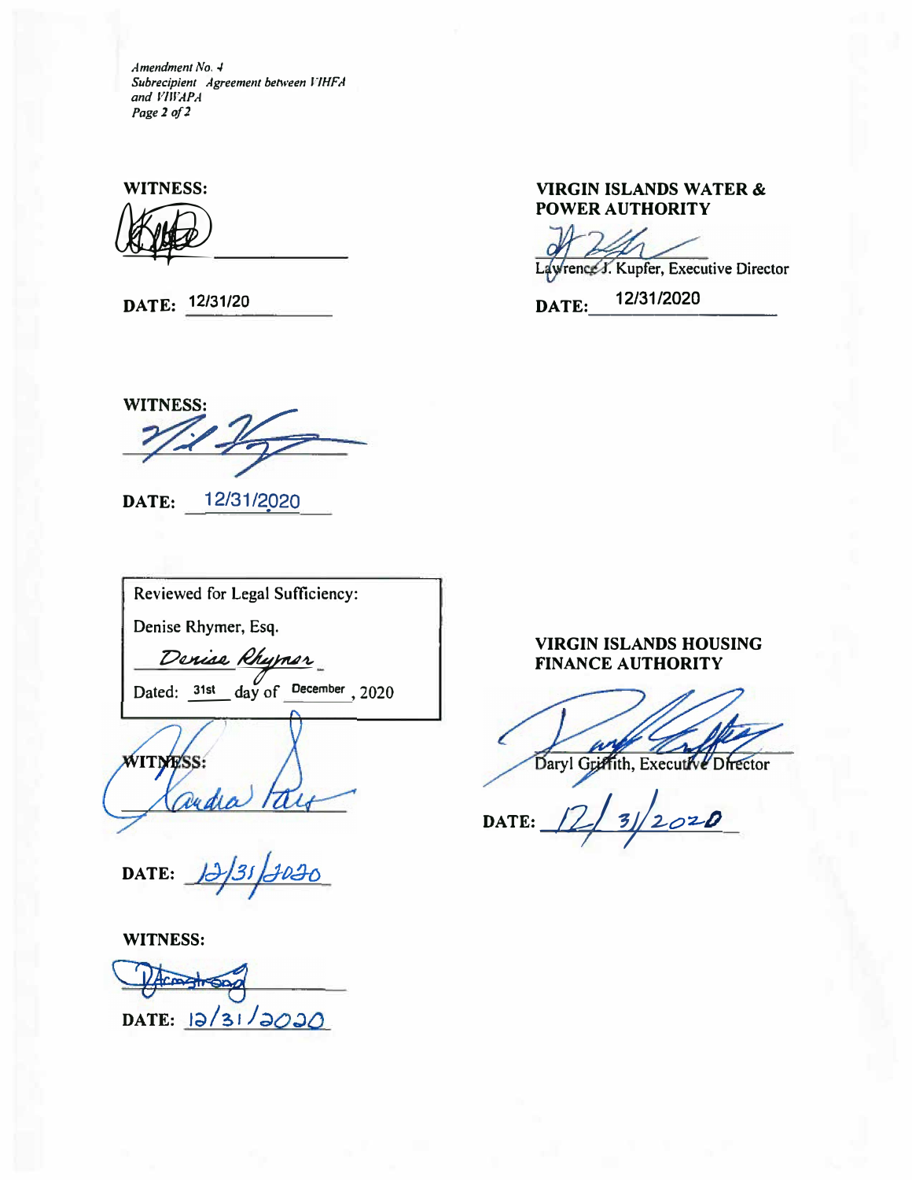*Amendment No. 4*
*Subrecipient Agreement between VIHFA and VIWAPA*

**WITNESS:**

______________

**DATE:** 12/31/20

**VIRGIN ISLANDS WATER & POWER AUTHORITY**

______________
Lawrence J. Kupfer, Executive Director

**DATE:** 12/31/2020

**WITNESS:**

______________

**DATE:** 12/31/2020

Reviewed for Legal Sufficiency:

Denise Rhymer, Esq.

Denise Rhymer

Dated: 31st day of December, 2020

**WITNESS:**

______________

**DATE:** 12/31/2020

**VIRGIN ISLANDS HOUSING FINANCE AUTHORITY**

______________
Daryl Griffith, Executive Director

**DATE:** 12/31/2020

**WITNESS:**

______________

**DATE:** 12/31/2020